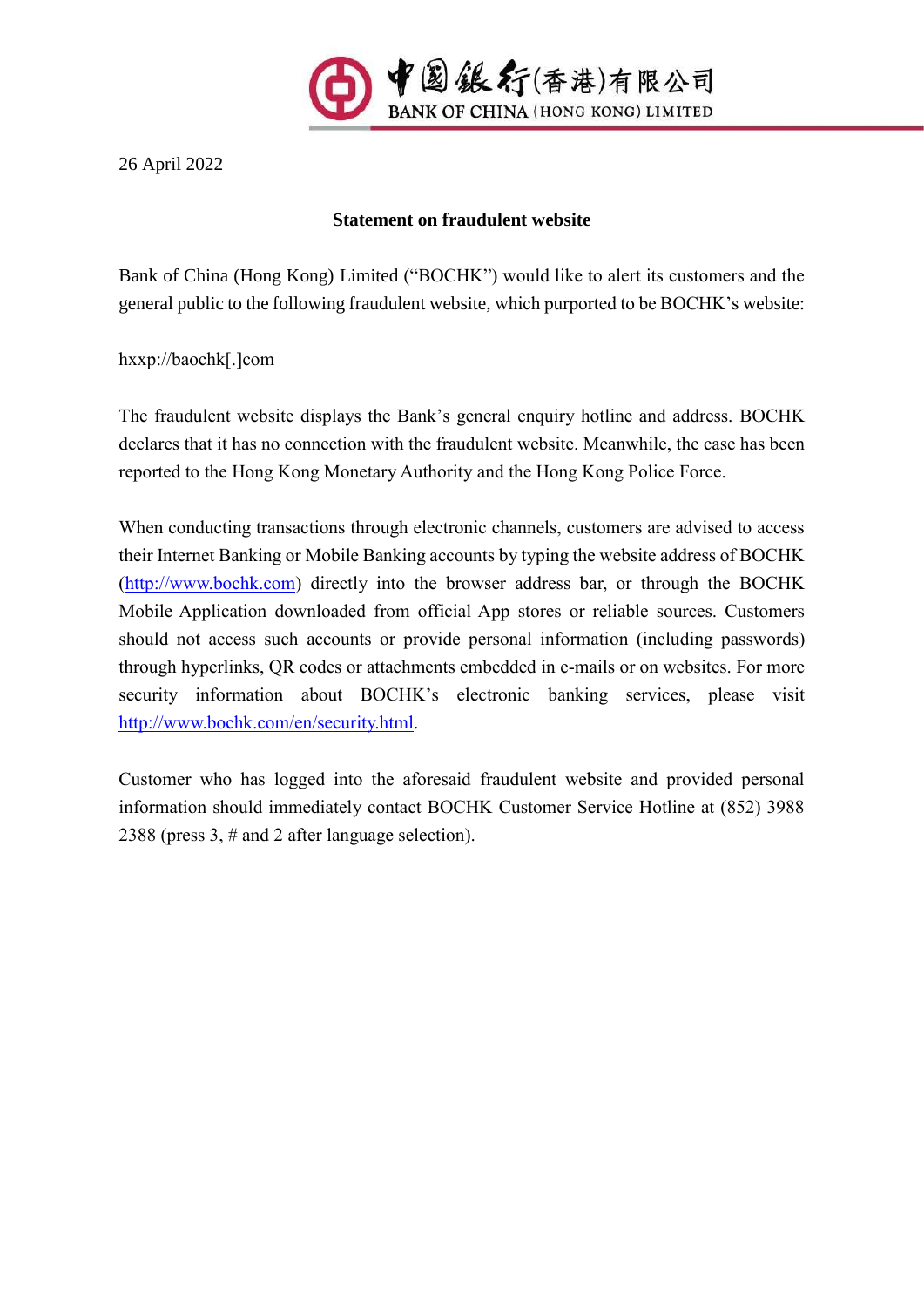中國銀行(香港)有限公司
BANK OF CHINA (HONG KONG) LIMITED

26 April 2022

**Statement on fraudulent website**

Bank of China (Hong Kong) Limited ("BOCHK") would like to alert its customers and the general public to the following fraudulent website, which purported to be BOCHK's website:

hxxp://baochk[.]com

The fraudulent website displays the Bank's general enquiry hotline and address. BOCHK declares that it has no connection with the fraudulent website. Meanwhile, the case has been reported to the Hong Kong Monetary Authority and the Hong Kong Police Force.

When conducting transactions through electronic channels, customers are advised to access their Internet Banking or Mobile Banking accounts by typing the website address of BOCHK (http://www.bochk.com) directly into the browser address bar, or through the BOCHK Mobile Application downloaded from official App stores or reliable sources. Customers should not access such accounts or provide personal information (including passwords) through hyperlinks, QR codes or attachments embedded in e-mails or on websites. For more security information about BOCHK's electronic banking services, please visit http://www.bochk.com/en/security.html.

Customer who has logged into the aforesaid fraudulent website and provided personal information should immediately contact BOCHK Customer Service Hotline at (852) 3988 2388 (press 3, # and 2 after language selection).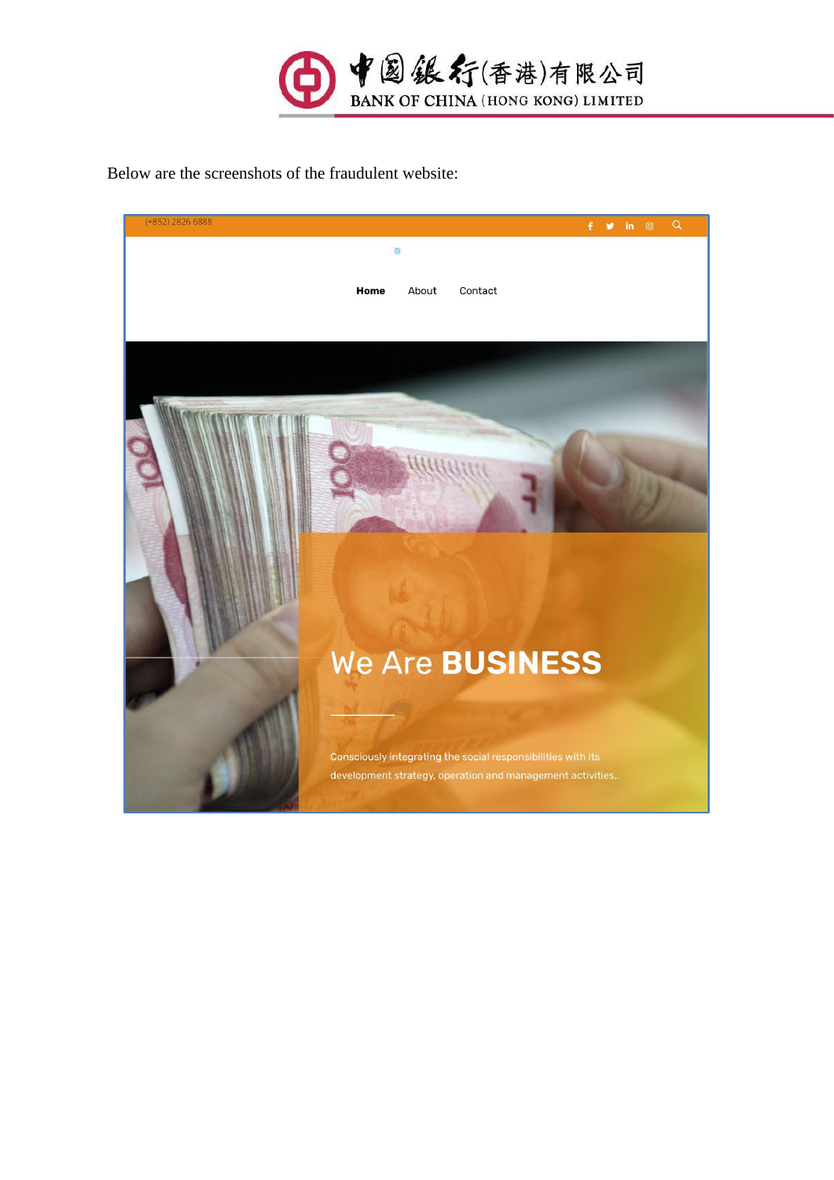Below are the screenshots of the fraudulent website:

(+852) 2826 6888

Home About Contact

We Are **BUSINESS**

Consciously integrating the social responsibilities with its development strategy, operation and management activities..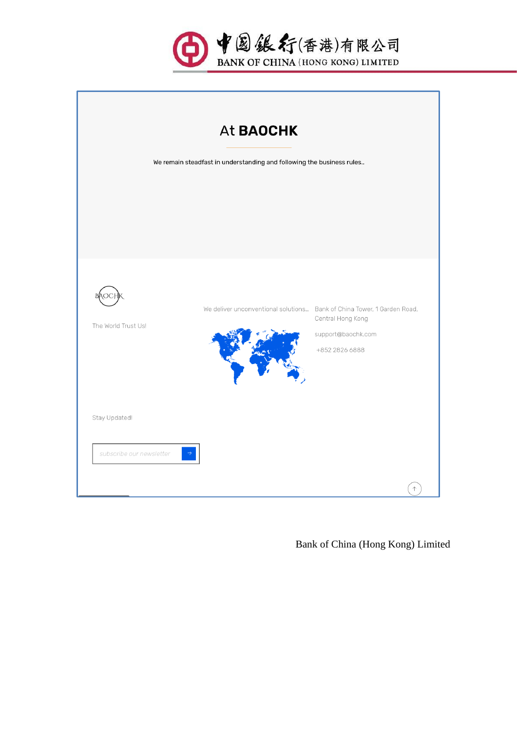中國銀行(香港)有限公司
BANK OF CHINA (HONG KONG) LIMITED

## At **BAOCHK**

We remain steadfast in understanding and following the business rules..

BAOCHK

The World Trust Us!

We deliver unconventional solutions...

Bank of China Tower, 1 Garden Road, Central Hong Kong

support@baochk.com

+852 2826 6888

Stay Updated!

subscribe our newsletter

Bank of China (Hong Kong) Limited